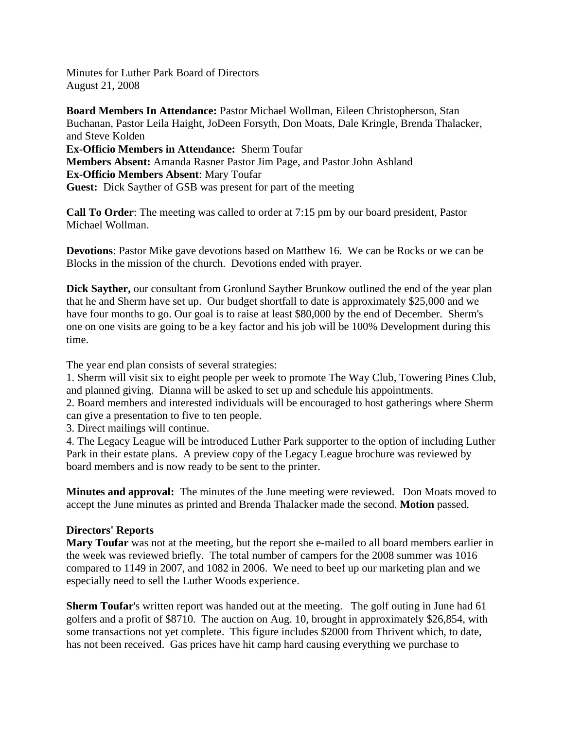Minutes for Luther Park Board of Directors
August 21, 2008

**Board Members In Attendance:** Pastor Michael Wollman, Eileen Christopherson, Stan Buchanan, Pastor Leila Haight, JoDeen Forsyth, Don Moats, Dale Kringle, Brenda Thalacker, and Steve Kolden
**Ex-Officio Members in Attendance:** Sherm Toufar
**Members Absent:** Amanda Rasner Pastor Jim Page, and Pastor John Ashland
**Ex-Officio Members Absent**: Mary Toufar
**Guest:** Dick Sayther of GSB was present for part of the meeting

**Call To Order**: The meeting was called to order at 7:15 pm by our board president, Pastor Michael Wollman.

**Devotions**: Pastor Mike gave devotions based on Matthew 16. We can be Rocks or we can be Blocks in the mission of the church. Devotions ended with prayer.

**Dick Sayther,** our consultant from Gronlund Sayther Brunkow outlined the end of the year plan that he and Sherm have set up. Our budget shortfall to date is approximately $25,000 and we have four months to go. Our goal is to raise at least $80,000 by the end of December. Sherm's one on one visits are going to be a key factor and his job will be 100% Development during this time.

The year end plan consists of several strategies:
1. Sherm will visit six to eight people per week to promote The Way Club, Towering Pines Club, and planned giving. Dianna will be asked to set up and schedule his appointments.
2. Board members and interested individuals will be encouraged to host gatherings where Sherm can give a presentation to five to ten people.
3. Direct mailings will continue.
4. The Legacy League will be introduced Luther Park supporter to the option of including Luther Park in their estate plans. A preview copy of the Legacy League brochure was reviewed by board members and is now ready to be sent to the printer.

**Minutes and approval:** The minutes of the June meeting were reviewed. Don Moats moved to accept the June minutes as printed and Brenda Thalacker made the second. **Motion** passed.

**Directors' Reports**
**Mary Toufar** was not at the meeting, but the report she e-mailed to all board members earlier in the week was reviewed briefly. The total number of campers for the 2008 summer was 1016 compared to 1149 in 2007, and 1082 in 2006. We need to beef up our marketing plan and we especially need to sell the Luther Woods experience.

**Sherm Toufar**'s written report was handed out at the meeting. The golf outing in June had 61 golfers and a profit of $8710. The auction on Aug. 10, brought in approximately $26,854, with some transactions not yet complete. This figure includes $2000 from Thrivent which, to date, has not been received. Gas prices have hit camp hard causing everything we purchase to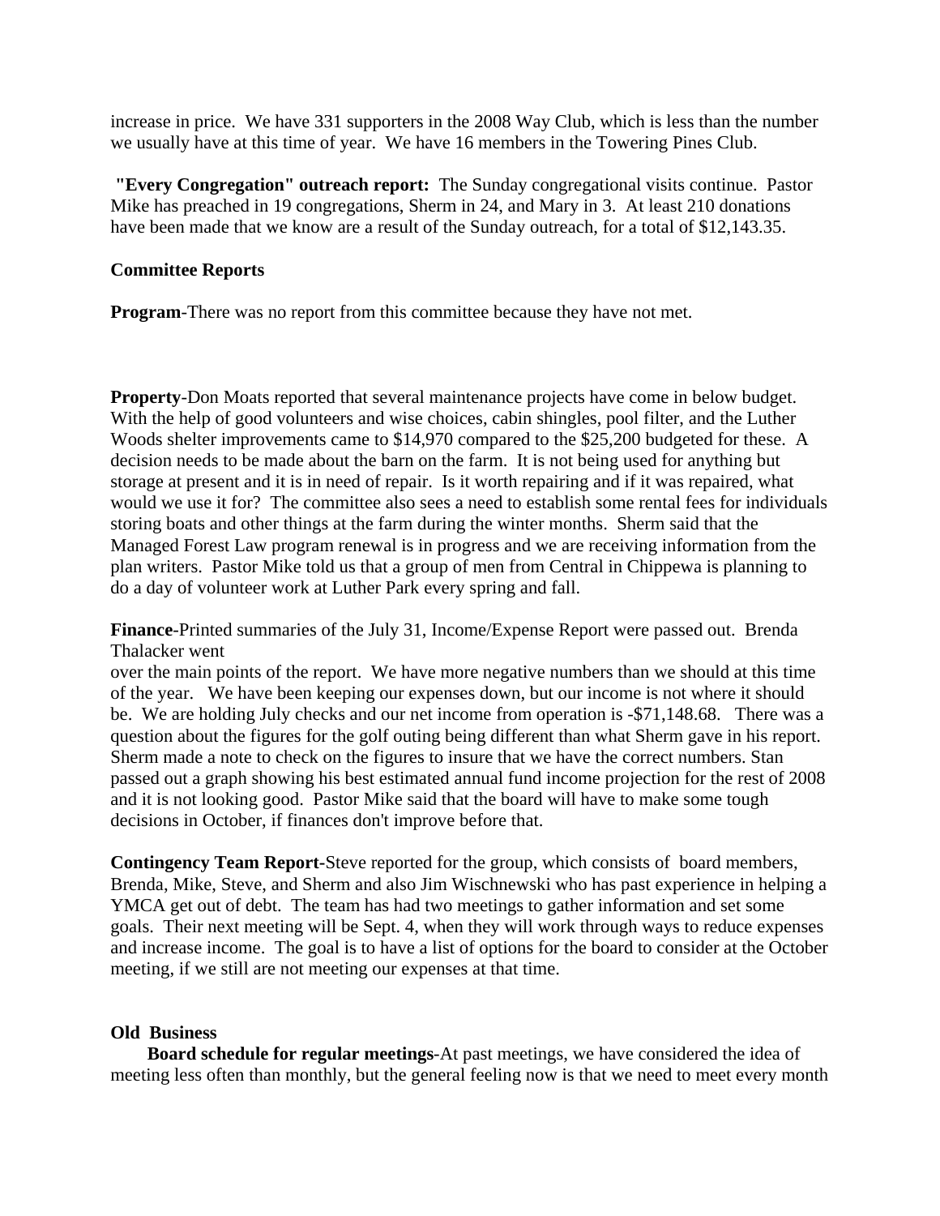increase in price. We have 331 supporters in the 2008 Way Club, which is less than the number we usually have at this time of year. We have 16 members in the Towering Pines Club.

**"Every Congregation" outreach report:** The Sunday congregational visits continue. Pastor Mike has preached in 19 congregations, Sherm in 24, and Mary in 3. At least 210 donations have been made that we know are a result of the Sunday outreach, for a total of $12,143.35.

**Committee Reports**

**Program**-There was no report from this committee because they have not met.

**Property**-Don Moats reported that several maintenance projects have come in below budget. With the help of good volunteers and wise choices, cabin shingles, pool filter, and the Luther Woods shelter improvements came to $14,970 compared to the $25,200 budgeted for these. A decision needs to be made about the barn on the farm. It is not being used for anything but storage at present and it is in need of repair. Is it worth repairing and if it was repaired, what would we use it for? The committee also sees a need to establish some rental fees for individuals storing boats and other things at the farm during the winter months. Sherm said that the Managed Forest Law program renewal is in progress and we are receiving information from the plan writers. Pastor Mike told us that a group of men from Central in Chippewa is planning to do a day of volunteer work at Luther Park every spring and fall.

**Finance**-Printed summaries of the July 31, Income/Expense Report were passed out. Brenda Thalacker went
over the main points of the report. We have more negative numbers than we should at this time of the year. We have been keeping our expenses down, but our income is not where it should be. We are holding July checks and our net income from operation is -$71,148.68. There was a question about the figures for the golf outing being different than what Sherm gave in his report. Sherm made a note to check on the figures to insure that we have the correct numbers. Stan passed out a graph showing his best estimated annual fund income projection for the rest of 2008 and it is not looking good. Pastor Mike said that the board will have to make some tough decisions in October, if finances don't improve before that.

**Contingency Team Report**-Steve reported for the group, which consists of board members, Brenda, Mike, Steve, and Sherm and also Jim Wischnewski who has past experience in helping a YMCA get out of debt. The team has had two meetings to gather information and set some goals. Their next meeting will be Sept. 4, when they will work through ways to reduce expenses and increase income. The goal is to have a list of options for the board to consider at the October meeting, if we still are not meeting our expenses at that time.

**Old Business**

**Board schedule for regular meetings**-At past meetings, we have considered the idea of meeting less often than monthly, but the general feeling now is that we need to meet every month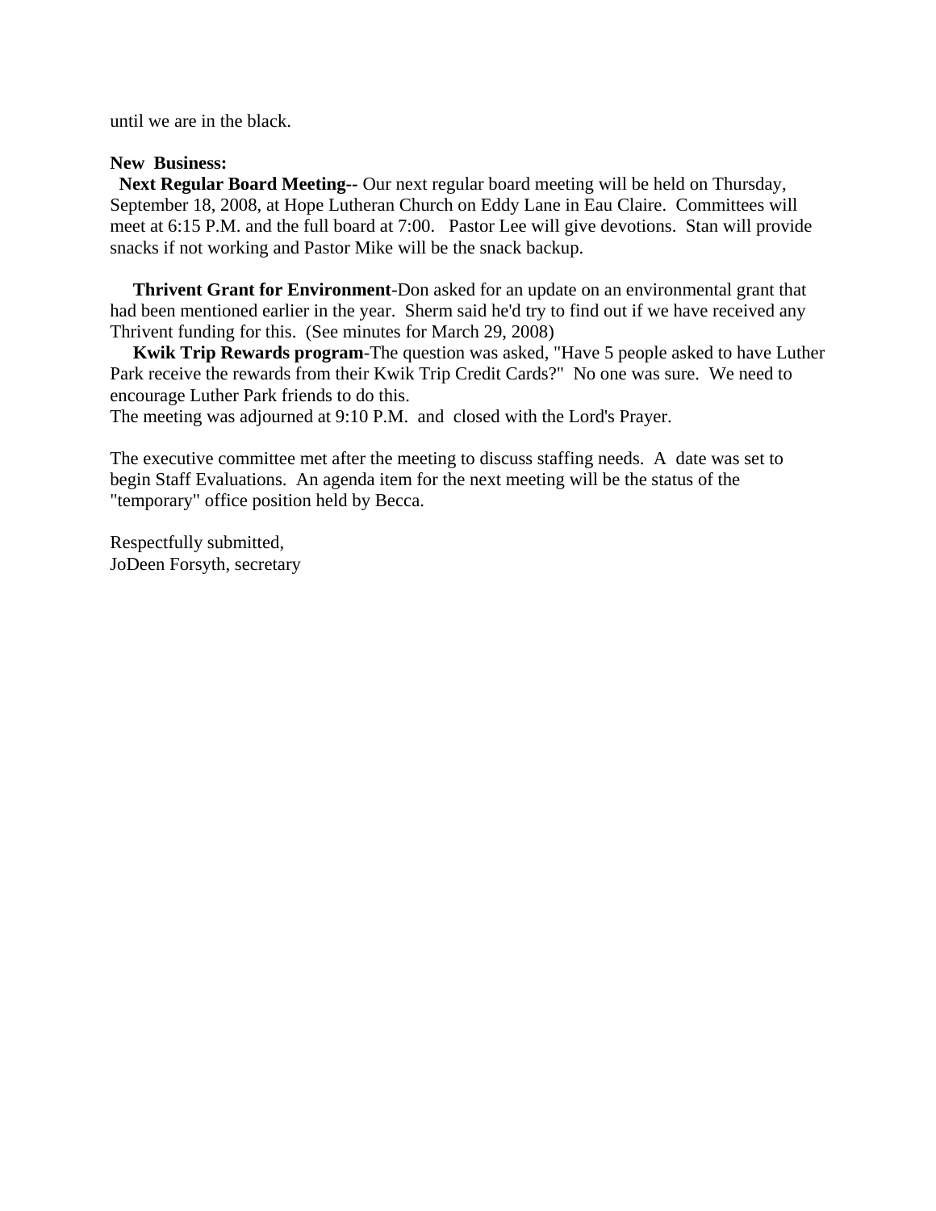until we are in the black.

**New Business:**

**Next Regular Board Meeting--** Our next regular board meeting will be held on Thursday, September 18, 2008, at Hope Lutheran Church on Eddy Lane in Eau Claire. Committees will meet at 6:15 P.M. and the full board at 7:00. Pastor Lee will give devotions. Stan will provide snacks if not working and Pastor Mike will be the snack backup.

**Thrivent Grant for Environment**-Don asked for an update on an environmental grant that had been mentioned earlier in the year. Sherm said he'd try to find out if we have received any Thrivent funding for this. (See minutes for March 29, 2008)

**Kwik Trip Rewards program**-The question was asked, "Have 5 people asked to have Luther Park receive the rewards from their Kwik Trip Credit Cards?" No one was sure. We need to encourage Luther Park friends to do this.

The meeting was adjourned at 9:10 P.M. and closed with the Lord's Prayer.

The executive committee met after the meeting to discuss staffing needs. A date was set to begin Staff Evaluations. An agenda item for the next meeting will be the status of the "temporary" office position held by Becca.

Respectfully submitted,
JoDeen Forsyth, secretary